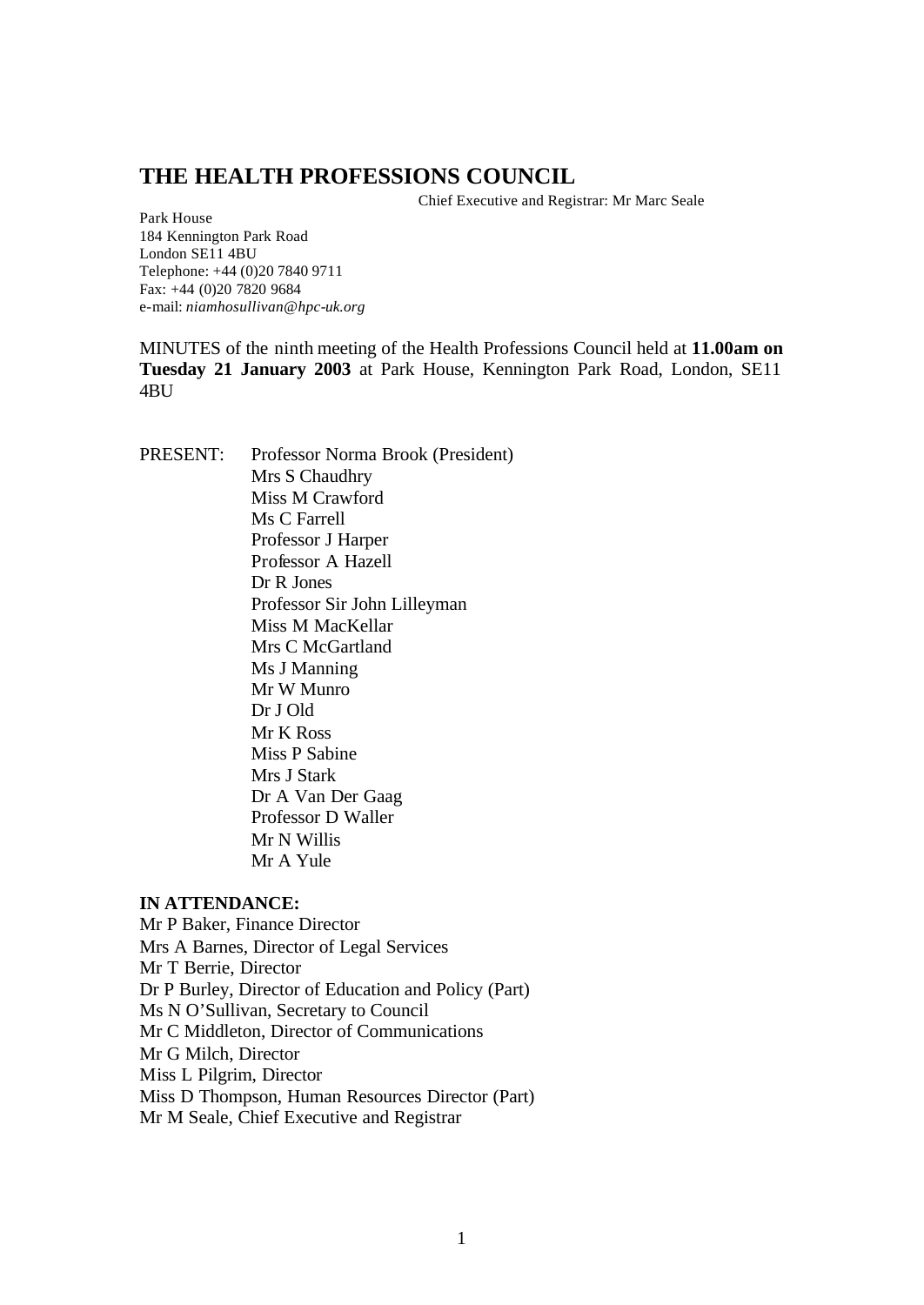# THE HEALTH PROFESSIONS COUNCIL

Chief Executive and Registrar: Mr Marc Seale

Park House
184 Kennington Park Road
London SE11 4BU
Telephone: +44 (0)20 7840 9711
Fax: +44 (0)20 7820 9684
e-mail: *niamhosullivan@hpc-uk.org*

MINUTES of the ninth meeting of the Health Professions Council held at **11.00am on Tuesday 21 January 2003** at Park House, Kennington Park Road, London, SE11 4BU

PRESENT: Professor Norma Brook (President)
Mrs S Chaudhry
Miss M Crawford
Ms C Farrell
Professor J Harper
Professor A Hazell
Dr R Jones
Professor Sir John Lilleyman
Miss M MacKellar
Mrs C McGartland
Ms J Manning
Mr W Munro
Dr J Old
Mr K Ross
Miss P Sabine
Mrs J Stark
Dr A Van Der Gaag
Professor D Waller
Mr N Willis
Mr A Yule

**IN ATTENDANCE:**

Mr P Baker, Finance Director
Mrs A Barnes, Director of Legal Services
Mr T Berrie, Director
Dr P Burley, Director of Education and Policy (Part)
Ms N O'Sullivan, Secretary to Council
Mr C Middleton, Director of Communications
Mr G Milch, Director
Miss L Pilgrim, Director
Miss D Thompson, Human Resources Director (Part)
Mr M Seale, Chief Executive and Registrar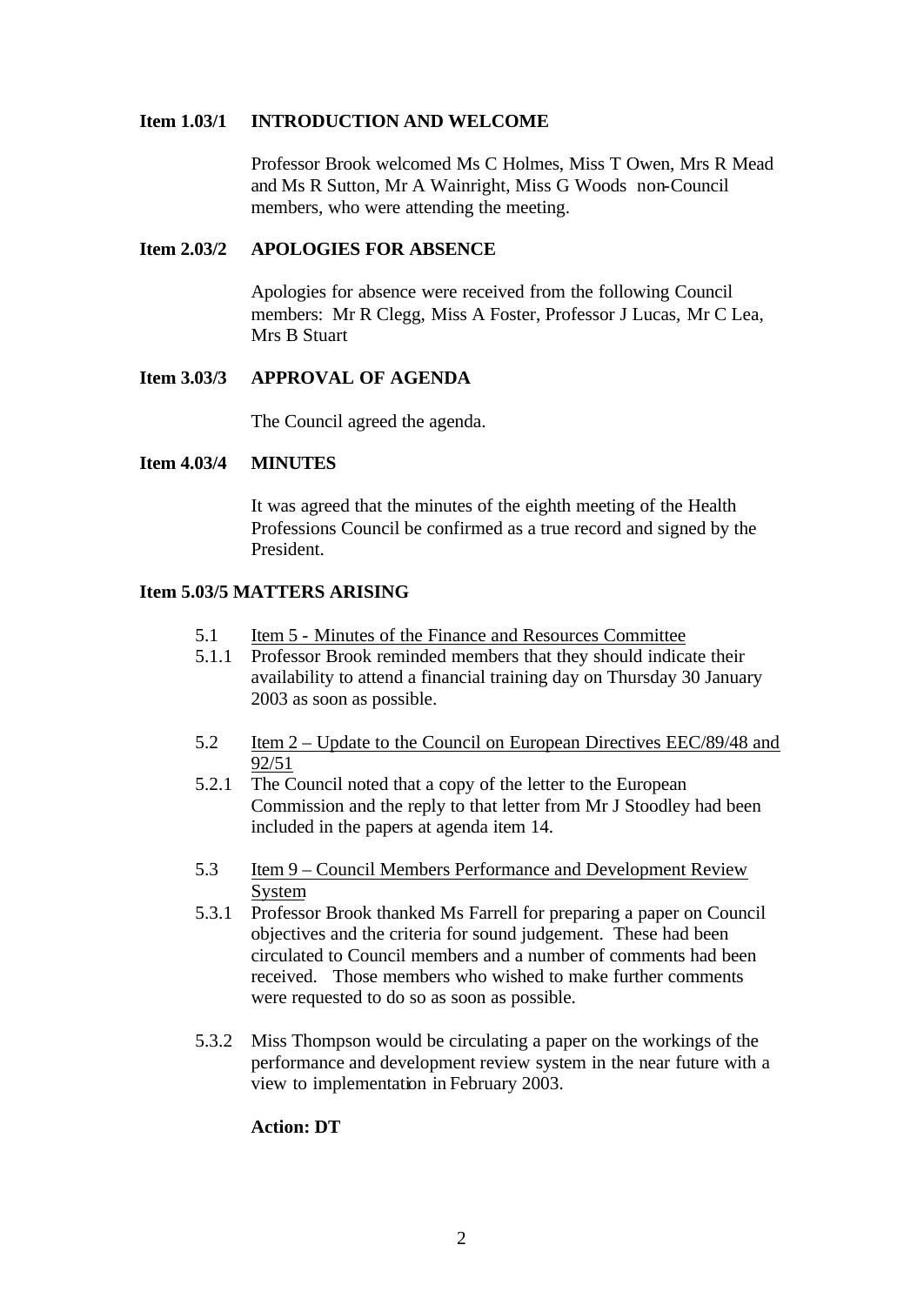**Item 1.03/1 INTRODUCTION AND WELCOME**

Professor Brook welcomed Ms C Holmes, Miss T Owen, Mrs R Mead and Ms R Sutton, Mr A Wainright, Miss G Woods non-Council members, who were attending the meeting.

**Item 2.03/2 APOLOGIES FOR ABSENCE**

Apologies for absence were received from the following Council members: Mr R Clegg, Miss A Foster, Professor J Lucas, Mr C Lea, Mrs B Stuart

**Item 3.03/3 APPROVAL OF AGENDA**

The Council agreed the agenda.

**Item 4.03/4 MINUTES**

It was agreed that the minutes of the eighth meeting of the Health Professions Council be confirmed as a true record and signed by the President.

**Item 5.03/5 MATTERS ARISING**

5.1 Item 5 - Minutes of the Finance and Resources Committee

5.1.1 Professor Brook reminded members that they should indicate their availability to attend a financial training day on Thursday 30 January 2003 as soon as possible.

5.2 Item 2 – Update to the Council on European Directives EEC/89/48 and 92/51

5.2.1 The Council noted that a copy of the letter to the European Commission and the reply to that letter from Mr J Stoodley had been included in the papers at agenda item 14.

5.3 Item 9 – Council Members Performance and Development Review System

5.3.1 Professor Brook thanked Ms Farrell for preparing a paper on Council objectives and the criteria for sound judgement. These had been circulated to Council members and a number of comments had been received. Those members who wished to make further comments were requested to do so as soon as possible.

5.3.2 Miss Thompson would be circulating a paper on the workings of the performance and development review system in the near future with a view to implementation in February 2003.

**Action: DT**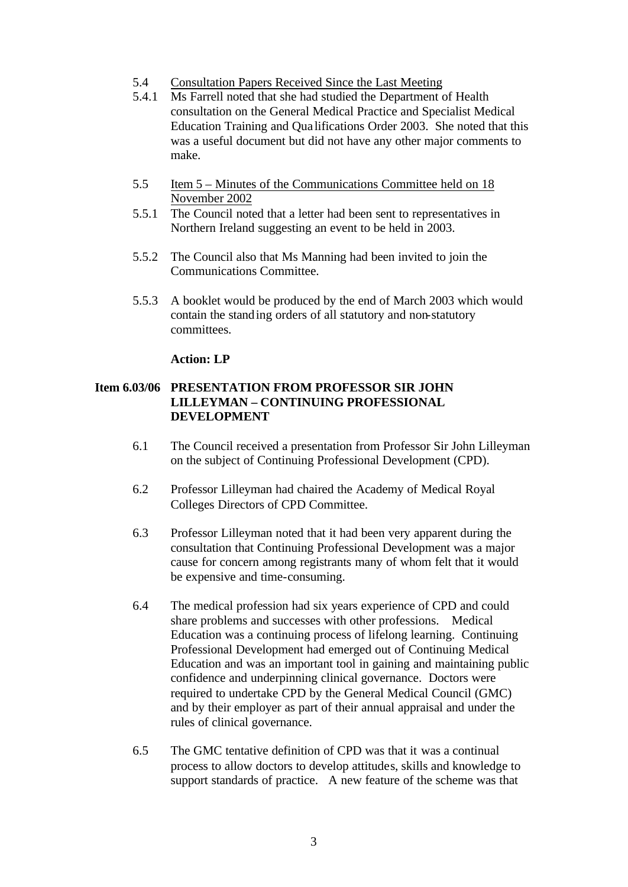5.4 Consultation Papers Received Since the Last Meeting

5.4.1 Ms Farrell noted that she had studied the Department of Health consultation on the General Medical Practice and Specialist Medical Education Training and Qualifications Order 2003. She noted that this was a useful document but did not have any other major comments to make.

5.5 Item 5 – Minutes of the Communications Committee held on 18 November 2002

5.5.1 The Council noted that a letter had been sent to representatives in Northern Ireland suggesting an event to be held in 2003.

5.5.2 The Council also that Ms Manning had been invited to join the Communications Committee.

5.5.3 A booklet would be produced by the end of March 2003 which would contain the standing orders of all statutory and non-statutory committees.

**Action: LP**

**Item 6.03/06 PRESENTATION FROM PROFESSOR SIR JOHN LILLEYMAN – CONTINUING PROFESSIONAL DEVELOPMENT**

6.1 The Council received a presentation from Professor Sir John Lilleyman on the subject of Continuing Professional Development (CPD).

6.2 Professor Lilleyman had chaired the Academy of Medical Royal Colleges Directors of CPD Committee.

6.3 Professor Lilleyman noted that it had been very apparent during the consultation that Continuing Professional Development was a major cause for concern among registrants many of whom felt that it would be expensive and time-consuming.

6.4 The medical profession had six years experience of CPD and could share problems and successes with other professions. Medical Education was a continuing process of lifelong learning. Continuing Professional Development had emerged out of Continuing Medical Education and was an important tool in gaining and maintaining public confidence and underpinning clinical governance. Doctors were required to undertake CPD by the General Medical Council (GMC) and by their employer as part of their annual appraisal and under the rules of clinical governance.

6.5 The GMC tentative definition of CPD was that it was a continual process to allow doctors to develop attitudes, skills and knowledge to support standards of practice. A new feature of the scheme was that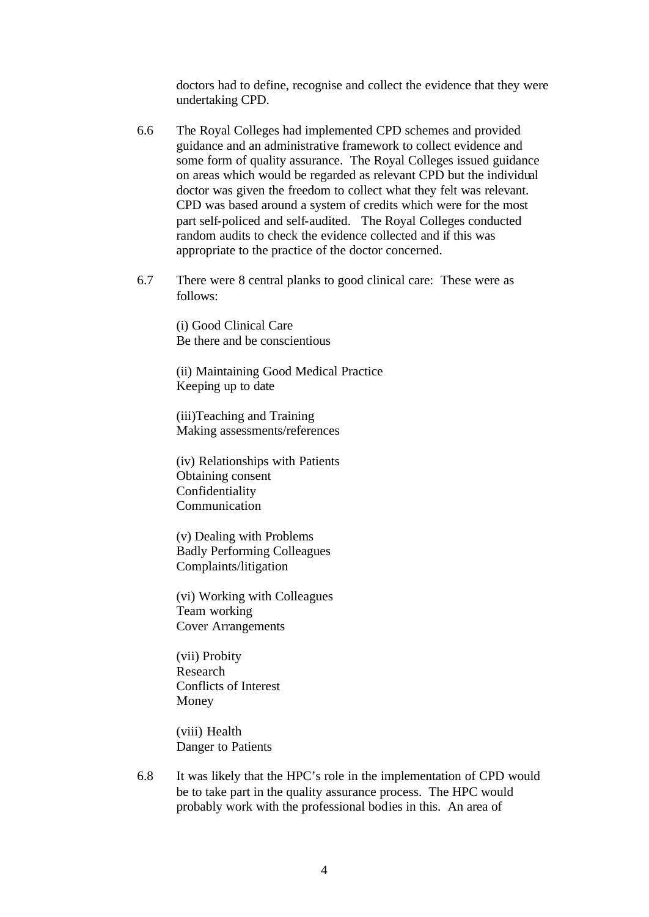doctors had to define, recognise and collect the evidence that they were undertaking CPD.

6.6 The Royal Colleges had implemented CPD schemes and provided guidance and an administrative framework to collect evidence and some form of quality assurance. The Royal Colleges issued guidance on areas which would be regarded as relevant CPD but the individual doctor was given the freedom to collect what they felt was relevant. CPD was based around a system of credits which were for the most part self-policed and self-audited. The Royal Colleges conducted random audits to check the evidence collected and if this was appropriate to the practice of the doctor concerned.

6.7 There were 8 central planks to good clinical care: These were as follows:

(i) Good Clinical Care
Be there and be conscientious

(ii) Maintaining Good Medical Practice
Keeping up to date

(iii)Teaching and Training
Making assessments/references

(iv) Relationships with Patients
Obtaining consent
Confidentiality
Communication

(v) Dealing with Problems
Badly Performing Colleagues
Complaints/litigation

(vi) Working with Colleagues
Team working
Cover Arrangements

(vii) Probity
Research
Conflicts of Interest
Money

(viii) Health
Danger to Patients

6.8 It was likely that the HPC's role in the implementation of CPD would be to take part in the quality assurance process. The HPC would probably work with the professional bodies in this. An area of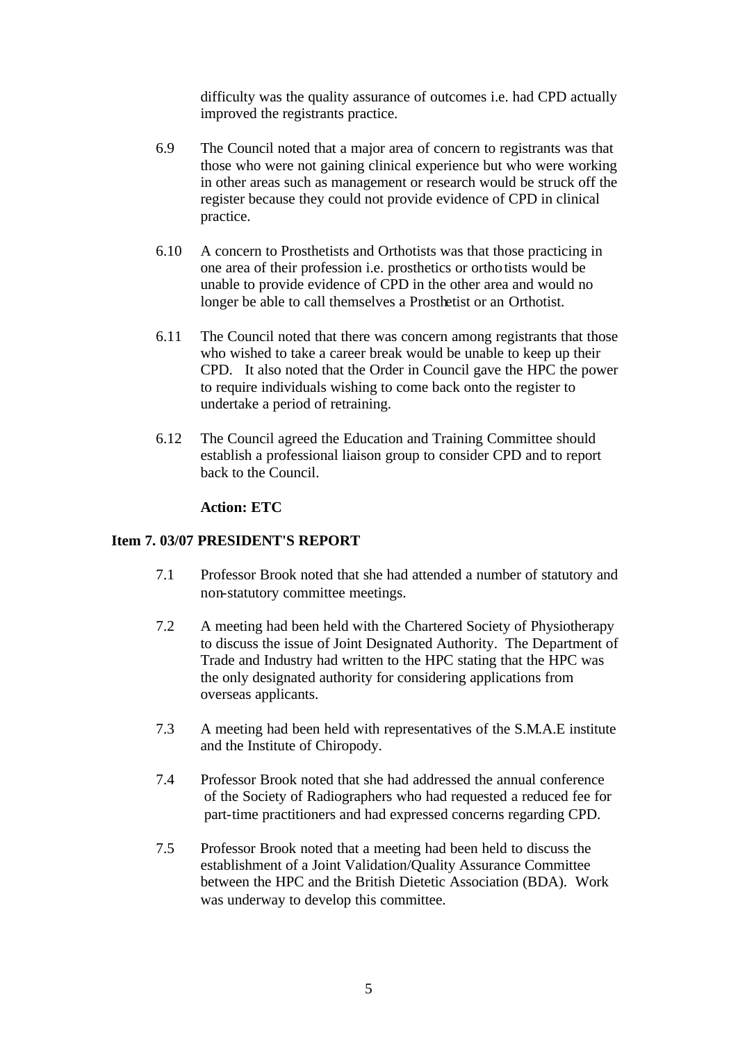difficulty was the quality assurance of outcomes i.e. had CPD actually improved the registrants practice.

6.9 The Council noted that a major area of concern to registrants was that those who were not gaining clinical experience but who were working in other areas such as management or research would be struck off the register because they could not provide evidence of CPD in clinical practice.

6.10 A concern to Prosthetists and Orthotists was that those practicing in one area of their profession i.e. prosthetics or orthotists would be unable to provide evidence of CPD in the other area and would no longer be able to call themselves a Prosthetist or an Orthotist.

6.11 The Council noted that there was concern among registrants that those who wished to take a career break would be unable to keep up their CPD. It also noted that the Order in Council gave the HPC the power to require individuals wishing to come back onto the register to undertake a period of retraining.

6.12 The Council agreed the Education and Training Committee should establish a professional liaison group to consider CPD and to report back to the Council.

**Action: ETC**

**Item 7. 03/07 PRESIDENT'S REPORT**

7.1 Professor Brook noted that she had attended a number of statutory and non-statutory committee meetings.

7.2 A meeting had been held with the Chartered Society of Physiotherapy to discuss the issue of Joint Designated Authority. The Department of Trade and Industry had written to the HPC stating that the HPC was the only designated authority for considering applications from overseas applicants.

7.3 A meeting had been held with representatives of the S.M.A.E institute and the Institute of Chiropody.

7.4 Professor Brook noted that she had addressed the annual conference of the Society of Radiographers who had requested a reduced fee for part-time practitioners and had expressed concerns regarding CPD.

7.5 Professor Brook noted that a meeting had been held to discuss the establishment of a Joint Validation/Quality Assurance Committee between the HPC and the British Dietetic Association (BDA). Work was underway to develop this committee.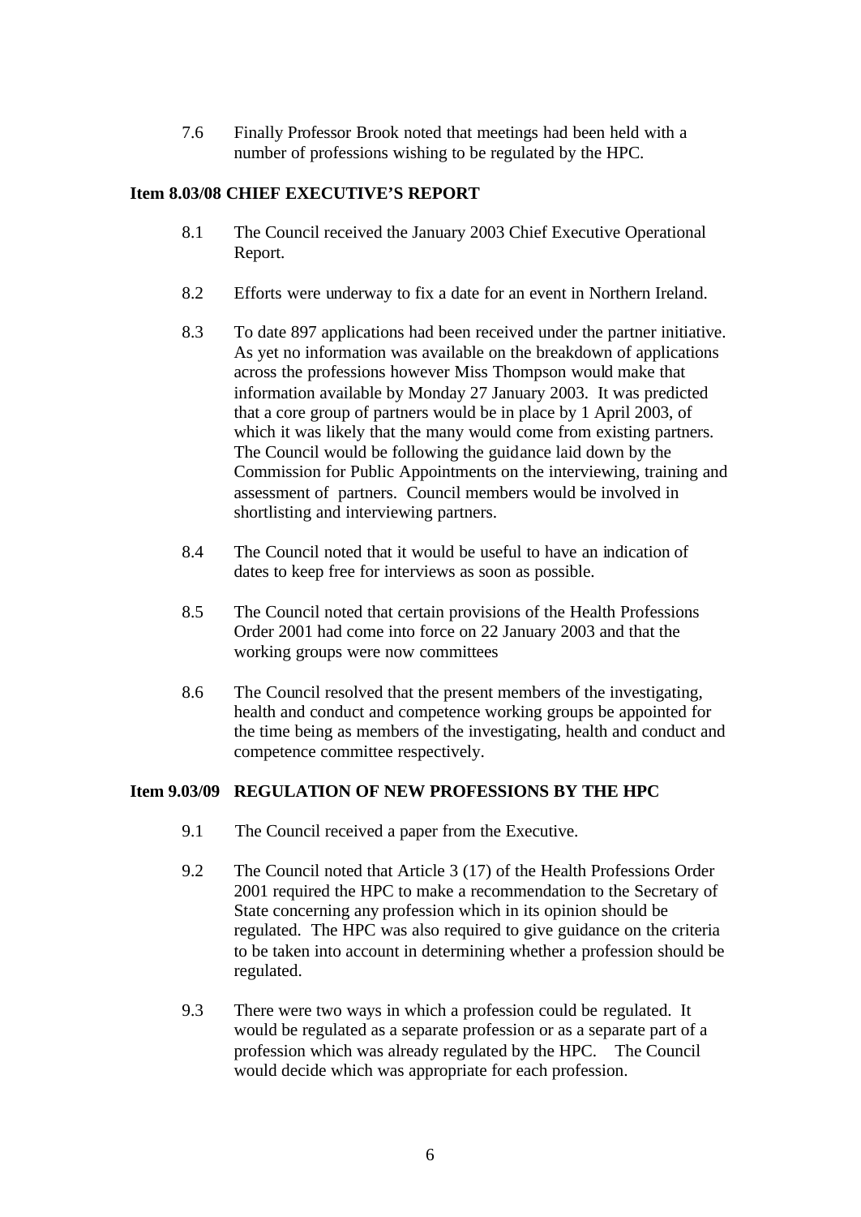7.6 Finally Professor Brook noted that meetings had been held with a number of professions wishing to be regulated by the HPC.

**Item 8.03/08 CHIEF EXECUTIVE'S REPORT**

8.1 The Council received the January 2003 Chief Executive Operational Report.

8.2 Efforts were underway to fix a date for an event in Northern Ireland.

8.3 To date 897 applications had been received under the partner initiative. As yet no information was available on the breakdown of applications across the professions however Miss Thompson would make that information available by Monday 27 January 2003. It was predicted that a core group of partners would be in place by 1 April 2003, of which it was likely that the many would come from existing partners. The Council would be following the guidance laid down by the Commission for Public Appointments on the interviewing, training and assessment of partners. Council members would be involved in shortlisting and interviewing partners.

8.4 The Council noted that it would be useful to have an indication of dates to keep free for interviews as soon as possible.

8.5 The Council noted that certain provisions of the Health Professions Order 2001 had come into force on 22 January 2003 and that the working groups were now committees

8.6 The Council resolved that the present members of the investigating, health and conduct and competence working groups be appointed for the time being as members of the investigating, health and conduct and competence committee respectively.

**Item 9.03/09 REGULATION OF NEW PROFESSIONS BY THE HPC**

9.1 The Council received a paper from the Executive.

9.2 The Council noted that Article 3 (17) of the Health Professions Order 2001 required the HPC to make a recommendation to the Secretary of State concerning any profession which in its opinion should be regulated. The HPC was also required to give guidance on the criteria to be taken into account in determining whether a profession should be regulated.

9.3 There were two ways in which a profession could be regulated. It would be regulated as a separate profession or as a separate part of a profession which was already regulated by the HPC. The Council would decide which was appropriate for each profession.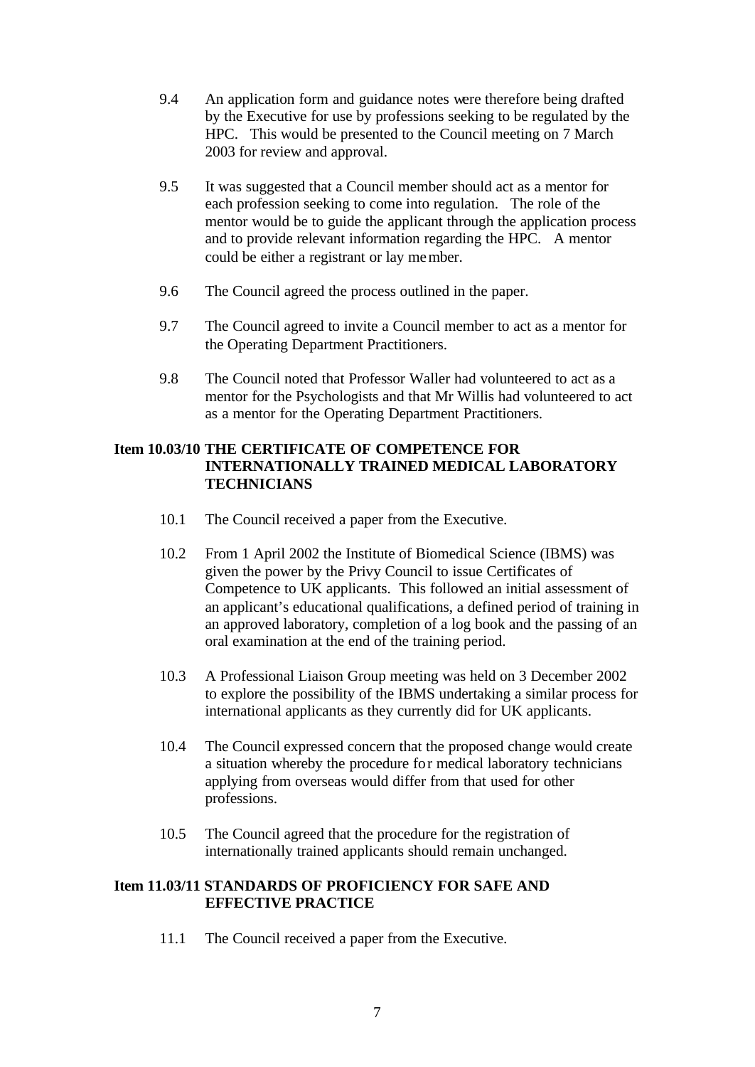9.4 An application form and guidance notes were therefore being drafted by the Executive for use by professions seeking to be regulated by the HPC. This would be presented to the Council meeting on 7 March 2003 for review and approval.

9.5 It was suggested that a Council member should act as a mentor for each profession seeking to come into regulation. The role of the mentor would be to guide the applicant through the application process and to provide relevant information regarding the HPC. A mentor could be either a registrant or lay member.

9.6 The Council agreed the process outlined in the paper.

9.7 The Council agreed to invite a Council member to act as a mentor for the Operating Department Practitioners.

9.8 The Council noted that Professor Waller had volunteered to act as a mentor for the Psychologists and that Mr Willis had volunteered to act as a mentor for the Operating Department Practitioners.

**Item 10.03/10 THE CERTIFICATE OF COMPETENCE FOR INTERNATIONALLY TRAINED MEDICAL LABORATORY TECHNICIANS**

10.1 The Council received a paper from the Executive.

10.2 From 1 April 2002 the Institute of Biomedical Science (IBMS) was given the power by the Privy Council to issue Certificates of Competence to UK applicants. This followed an initial assessment of an applicant's educational qualifications, a defined period of training in an approved laboratory, completion of a log book and the passing of an oral examination at the end of the training period.

10.3 A Professional Liaison Group meeting was held on 3 December 2002 to explore the possibility of the IBMS undertaking a similar process for international applicants as they currently did for UK applicants.

10.4 The Council expressed concern that the proposed change would create a situation whereby the procedure for medical laboratory technicians applying from overseas would differ from that used for other professions.

10.5 The Council agreed that the procedure for the registration of internationally trained applicants should remain unchanged.

**Item 11.03/11 STANDARDS OF PROFICIENCY FOR SAFE AND EFFECTIVE PRACTICE**

11.1 The Council received a paper from the Executive.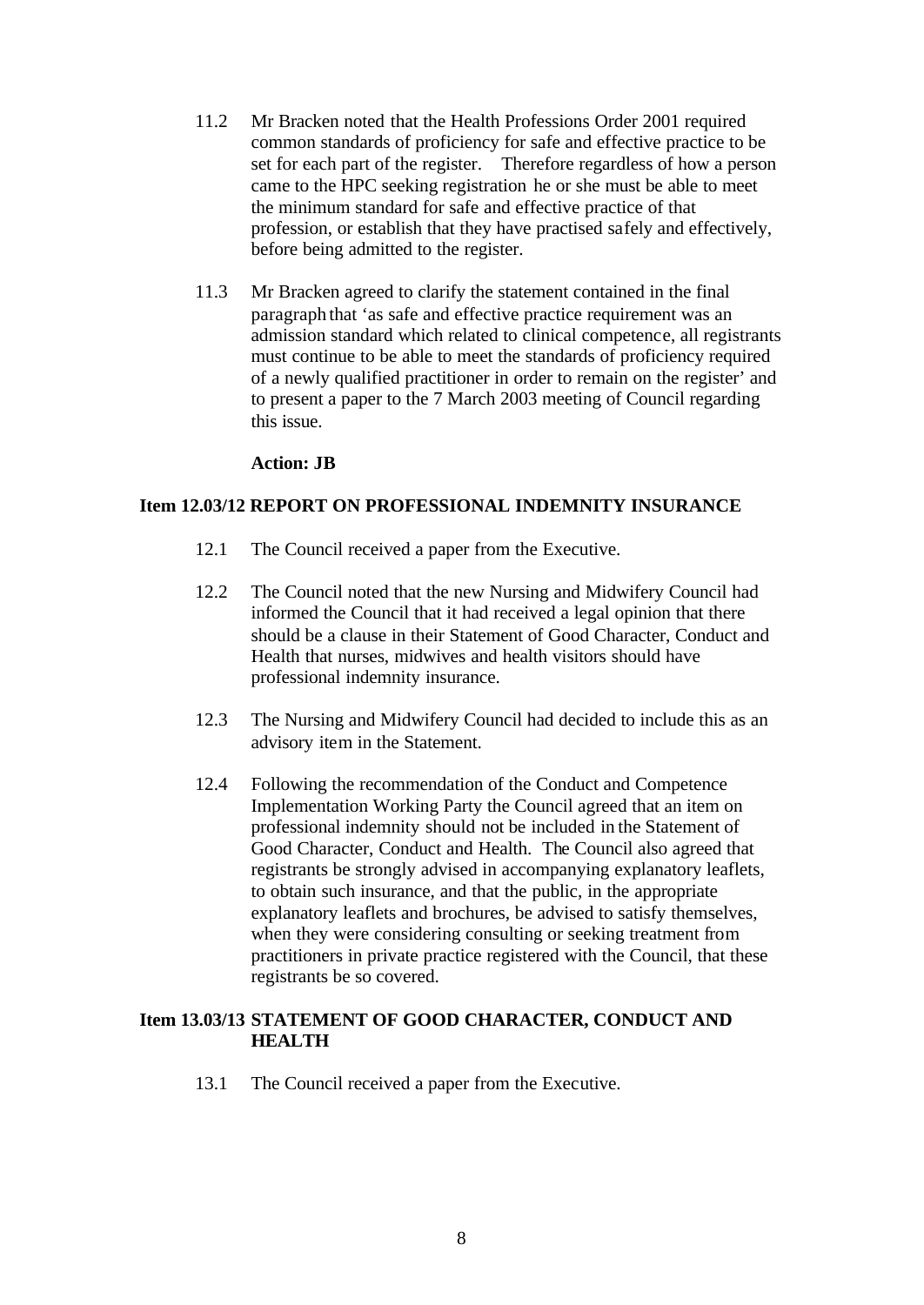11.2 Mr Bracken noted that the Health Professions Order 2001 required common standards of proficiency for safe and effective practice to be set for each part of the register. Therefore regardless of how a person came to the HPC seeking registration he or she must be able to meet the minimum standard for safe and effective practice of that profession, or establish that they have practised safely and effectively, before being admitted to the register.

11.3 Mr Bracken agreed to clarify the statement contained in the final paragraph that 'as safe and effective practice requirement was an admission standard which related to clinical competence, all registrants must continue to be able to meet the standards of proficiency required of a newly qualified practitioner in order to remain on the register' and to present a paper to the 7 March 2003 meeting of Council regarding this issue.

**Action: JB**

## Item 12.03/12 REPORT ON PROFESSIONAL INDEMNITY INSURANCE

12.1 The Council received a paper from the Executive.

12.2 The Council noted that the new Nursing and Midwifery Council had informed the Council that it had received a legal opinion that there should be a clause in their Statement of Good Character, Conduct and Health that nurses, midwives and health visitors should have professional indemnity insurance.

12.3 The Nursing and Midwifery Council had decided to include this as an advisory item in the Statement.

12.4 Following the recommendation of the Conduct and Competence Implementation Working Party the Council agreed that an item on professional indemnity should not be included in the Statement of Good Character, Conduct and Health. The Council also agreed that registrants be strongly advised in accompanying explanatory leaflets, to obtain such insurance, and that the public, in the appropriate explanatory leaflets and brochures, be advised to satisfy themselves, when they were considering consulting or seeking treatment from practitioners in private practice registered with the Council, that these registrants be so covered.

## Item 13.03/13 STATEMENT OF GOOD CHARACTER, CONDUCT AND HEALTH

13.1 The Council received a paper from the Executive.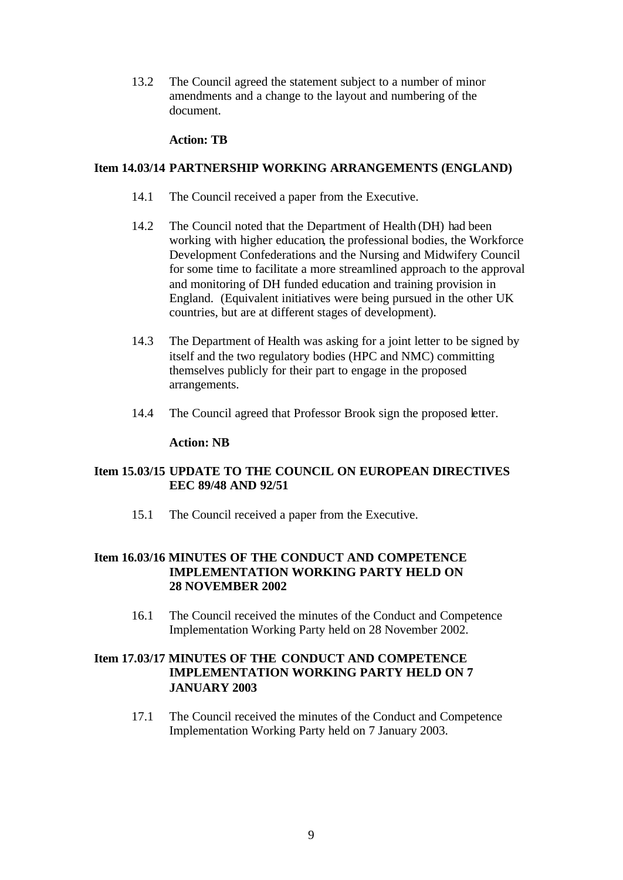13.2 The Council agreed the statement subject to a number of minor amendments and a change to the layout and numbering of the document.

**Action: TB**

**Item 14.03/14 PARTNERSHIP WORKING ARRANGEMENTS (ENGLAND)**

14.1 The Council received a paper from the Executive.

14.2 The Council noted that the Department of Health (DH) had been working with higher education, the professional bodies, the Workforce Development Confederations and the Nursing and Midwifery Council for some time to facilitate a more streamlined approach to the approval and monitoring of DH funded education and training provision in England. (Equivalent initiatives were being pursued in the other UK countries, but are at different stages of development).

14.3 The Department of Health was asking for a joint letter to be signed by itself and the two regulatory bodies (HPC and NMC) committing themselves publicly for their part to engage in the proposed arrangements.

14.4 The Council agreed that Professor Brook sign the proposed letter.

**Action: NB**

**Item 15.03/15 UPDATE TO THE COUNCIL ON EUROPEAN DIRECTIVES EEC 89/48 AND 92/51**

15.1 The Council received a paper from the Executive.

**Item 16.03/16 MINUTES OF THE CONDUCT AND COMPETENCE IMPLEMENTATION WORKING PARTY HELD ON 28 NOVEMBER 2002**

16.1 The Council received the minutes of the Conduct and Competence Implementation Working Party held on 28 November 2002.

**Item 17.03/17 MINUTES OF THE CONDUCT AND COMPETENCE IMPLEMENTATION WORKING PARTY HELD ON 7 JANUARY 2003**

17.1 The Council received the minutes of the Conduct and Competence Implementation Working Party held on 7 January 2003.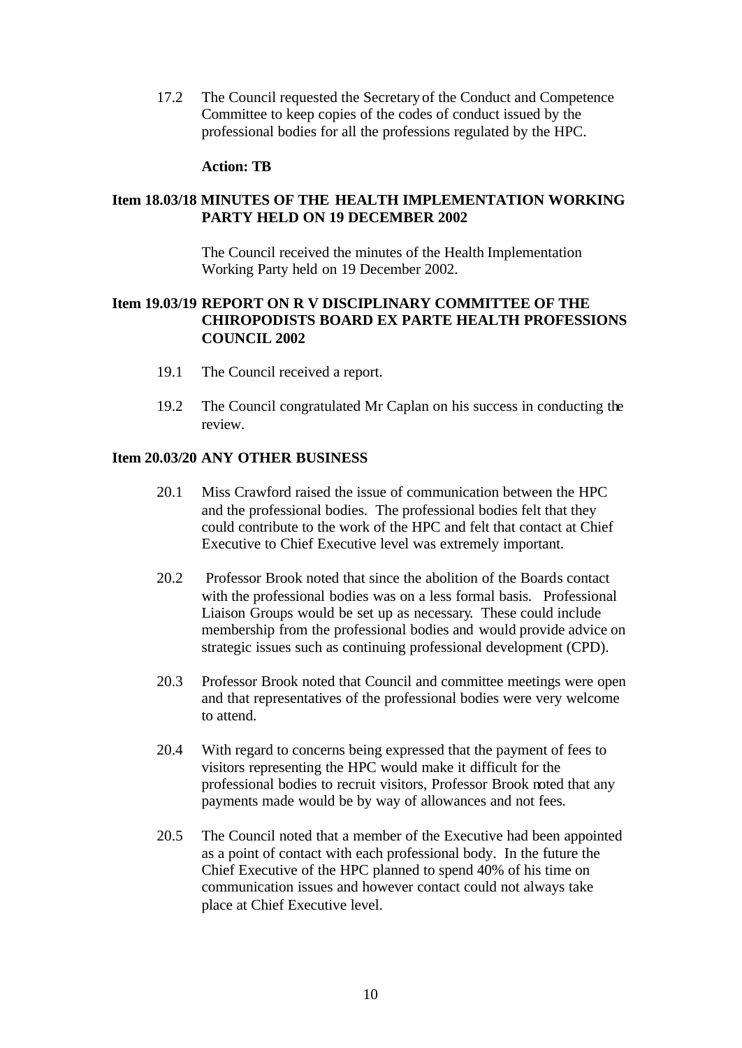17.2 The Council requested the Secretary of the Conduct and Competence Committee to keep copies of the codes of conduct issued by the professional bodies for all the professions regulated by the HPC.

**Action: TB**

**Item 18.03/18 MINUTES OF THE HEALTH IMPLEMENTATION WORKING PARTY HELD ON 19 DECEMBER 2002**

The Council received the minutes of the Health Implementation Working Party held on 19 December 2002.

**Item 19.03/19 REPORT ON R V DISCIPLINARY COMMITTEE OF THE CHIROPODISTS BOARD EX PARTE HEALTH PROFESSIONS COUNCIL 2002**

19.1 The Council received a report.

19.2 The Council congratulated Mr Caplan on his success in conducting the review.

**Item 20.03/20 ANY OTHER BUSINESS**

20.1 Miss Crawford raised the issue of communication between the HPC and the professional bodies. The professional bodies felt that they could contribute to the work of the HPC and felt that contact at Chief Executive to Chief Executive level was extremely important.

20.2 Professor Brook noted that since the abolition of the Boards contact with the professional bodies was on a less formal basis. Professional Liaison Groups would be set up as necessary. These could include membership from the professional bodies and would provide advice on strategic issues such as continuing professional development (CPD).

20.3 Professor Brook noted that Council and committee meetings were open and that representatives of the professional bodies were very welcome to attend.

20.4 With regard to concerns being expressed that the payment of fees to visitors representing the HPC would make it difficult for the professional bodies to recruit visitors, Professor Brook noted that any payments made would be by way of allowances and not fees.

20.5 The Council noted that a member of the Executive had been appointed as a point of contact with each professional body. In the future the Chief Executive of the HPC planned to spend 40% of his time on communication issues and however contact could not always take place at Chief Executive level.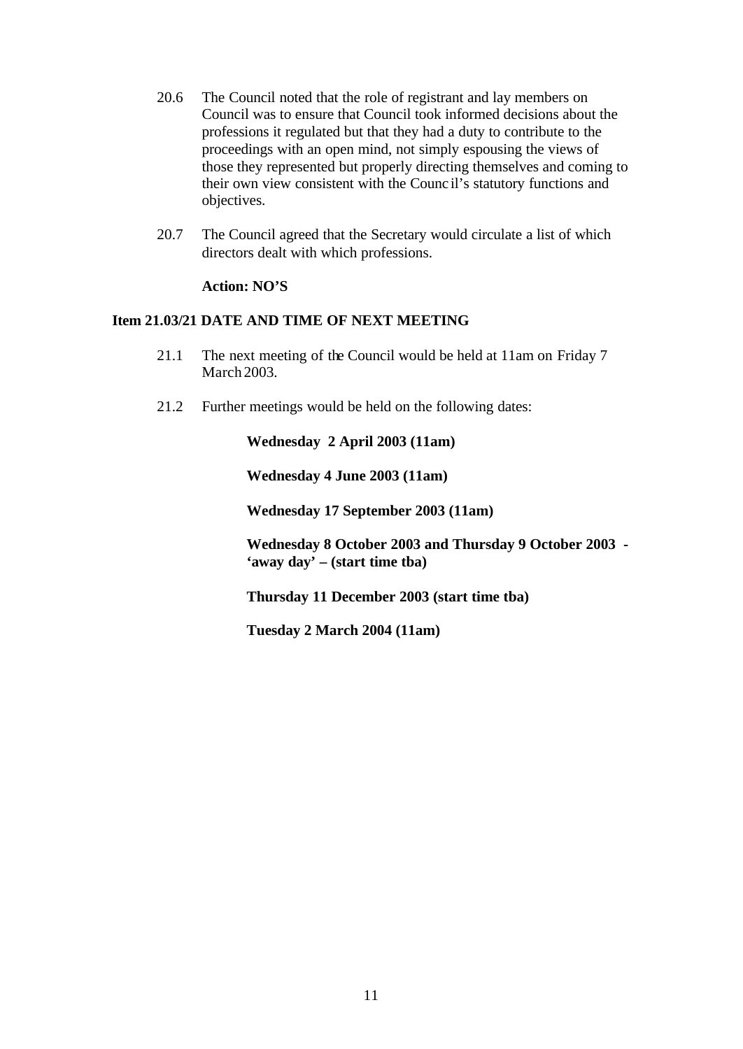20.6 The Council noted that the role of registrant and lay members on Council was to ensure that Council took informed decisions about the professions it regulated but that they had a duty to contribute to the proceedings with an open mind, not simply espousing the views of those they represented but properly directing themselves and coming to their own view consistent with the Council's statutory functions and objectives.

20.7 The Council agreed that the Secretary would circulate a list of which directors dealt with which professions.

**Action: NO'S**

**Item 21.03/21 DATE AND TIME OF NEXT MEETING**

21.1 The next meeting of the Council would be held at 11am on Friday 7 March 2003.

21.2 Further meetings would be held on the following dates:

**Wednesday 2 April 2003 (11am)**

**Wednesday 4 June 2003 (11am)**

**Wednesday 17 September 2003 (11am)**

**Wednesday 8 October 2003 and Thursday 9 October 2003 - 'away day' – (start time tba)**

**Thursday 11 December 2003 (start time tba)**

**Tuesday 2 March 2004 (11am)**